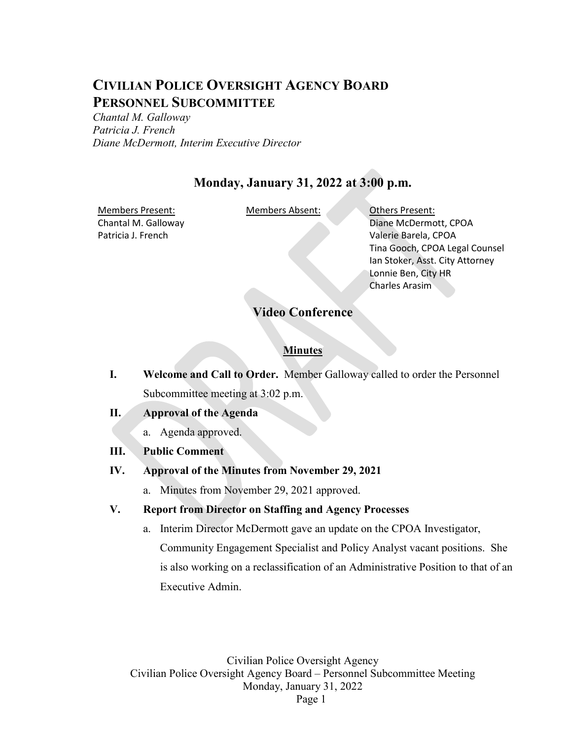# Civilian Police Oversight Agency Board
# Personnel Subcommittee

*Chantal M. Galloway*
*Patricia J. French*
*Diane McDermott, Interim Executive Director*

## Monday, January 31, 2022 at 3:00 p.m.

| Members Present: | Members Absent: | Others Present: |
|---|---|---|
| Chantal M. Galloway | | Diane McDermott, CPOA |
| Patricia J. French | | Valerie Barela, CPOA |
| | | Tina Gooch, CPOA Legal Counsel |
| | | Ian Stoker, Asst. City Attorney |
| | | Lonnie Ben, City HR |
| | | Charles Arasim |

## Video Conference

### Minutes

**I. Welcome and Call to Order.** Member Galloway called to order the Personnel Subcommittee meeting at 3:02 p.m.

**II. Approval of the Agenda**

a. Agenda approved.

**III. Public Comment**

**IV. Approval of the Minutes from November 29, 2021**

a. Minutes from November 29, 2021 approved.

**V. Report from Director on Staffing and Agency Processes**

a. Interim Director McDermott gave an update on the CPOA Investigator, Community Engagement Specialist and Policy Analyst vacant positions. She is also working on a reclassification of an Administrative Position to that of an Executive Admin.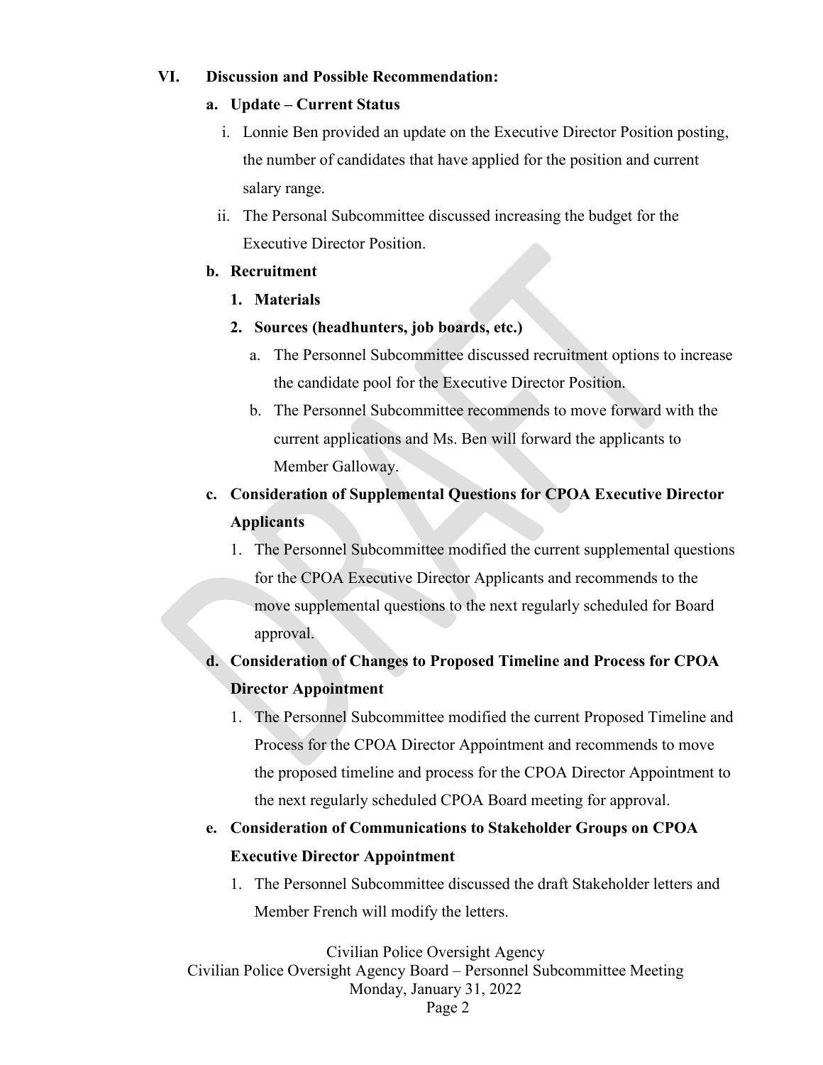**VI. Discussion and Possible Recommendation:**

**a. Update – Current Status**

i. Lonnie Ben provided an update on the Executive Director Position posting, the number of candidates that have applied for the position and current salary range.

ii. The Personal Subcommittee discussed increasing the budget for the Executive Director Position.

**b. Recruitment**

**1. Materials**

**2. Sources (headhunters, job boards, etc.)**

a. The Personnel Subcommittee discussed recruitment options to increase the candidate pool for the Executive Director Position.

b. The Personnel Subcommittee recommends to move forward with the current applications and Ms. Ben will forward the applicants to Member Galloway.

**c. Consideration of Supplemental Questions for CPOA Executive Director Applicants**

1. The Personnel Subcommittee modified the current supplemental questions for the CPOA Executive Director Applicants and recommends to the move supplemental questions to the next regularly scheduled for Board approval.

**d. Consideration of Changes to Proposed Timeline and Process for CPOA Director Appointment**

1. The Personnel Subcommittee modified the current Proposed Timeline and Process for the CPOA Director Appointment and recommends to move the proposed timeline and process for the CPOA Director Appointment to the next regularly scheduled CPOA Board meeting for approval.

**e. Consideration of Communications to Stakeholder Groups on CPOA Executive Director Appointment**

1. The Personnel Subcommittee discussed the draft Stakeholder letters and Member French will modify the letters.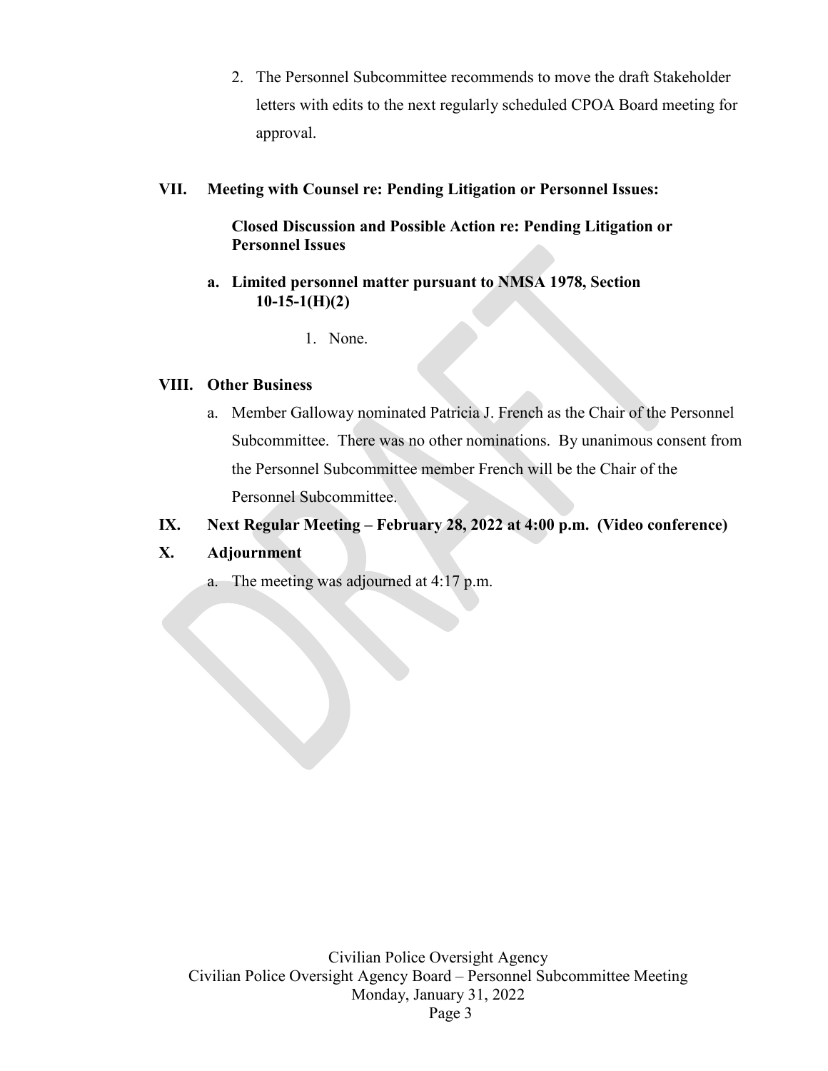2. The Personnel Subcommittee recommends to move the draft Stakeholder letters with edits to the next regularly scheduled CPOA Board meeting for approval.

## VII. Meeting with Counsel re: Pending Litigation or Personnel Issues:

**Closed Discussion and Possible Action re: Pending Litigation or Personnel Issues**

**a. Limited personnel matter pursuant to NMSA 1978, Section 10-15-1(H)(2)**

1. None.

## VIII. Other Business

a. Member Galloway nominated Patricia J. French as the Chair of the Personnel Subcommittee. There was no other nominations. By unanimous consent from the Personnel Subcommittee member French will be the Chair of the Personnel Subcommittee.

## IX. Next Regular Meeting – February 28, 2022 at 4:00 p.m. (Video conference)

## X. Adjournment

a. The meeting was adjourned at 4:17 p.m.